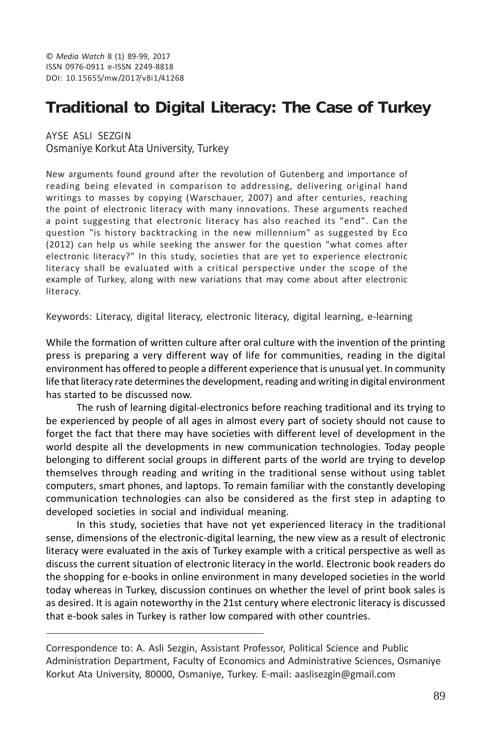© *Media Watch* 8 (1) 89-99, 2017
ISSN 0976-0911 e-ISSN 2249-8818
DOI: 10.15655/mw/2017/v8i1/41268

# Traditional to Digital Literacy: The Case of Turkey

AYSE ASLI SEZGIN
Osmaniye Korkut Ata University, Turkey

New arguments found ground after the revolution of Gutenberg and importance of reading being elevated in comparison to addressing, delivering original hand writings to masses by copying (Warschauer, 2007) and after centuries, reaching the point of electronic literacy with many innovations. These arguments reached a point suggesting that electronic literacy has also reached its "end". Can the question "is history backtracking in the new millennium" as suggested by Eco (2012) can help us while seeking the answer for the question "what comes after electronic literacy?" In this study, societies that are yet to experience electronic literacy shall be evaluated with a critical perspective under the scope of the example of Turkey, along with new variations that may come about after electronic literacy.

Keywords: Literacy, digital literacy, electronic literacy, digital learning, e-learning

While the formation of written culture after oral culture with the invention of the printing press is preparing a very different way of life for communities, reading in the digital environment has offered to people a different experience that is unusual yet. In community life that literacy rate determines the development, reading and writing in digital environment has started to be discussed now.

The rush of learning digital-electronics before reaching traditional and its trying to be experienced by people of all ages in almost every part of society should not cause to forget the fact that there may have societies with different level of development in the world despite all the developments in new communication technologies. Today people belonging to different social groups in different parts of the world are trying to develop themselves through reading and writing in the traditional sense without using tablet computers, smart phones, and laptops. To remain familiar with the constantly developing communication technologies can also be considered as the first step in adapting to developed societies in social and individual meaning.

In this study, societies that have not yet experienced literacy in the traditional sense, dimensions of the electronic-digital learning, the new view as a result of electronic literacy were evaluated in the axis of Turkey example with a critical perspective as well as discuss the current situation of electronic literacy in the world. Electronic book readers do the shopping for e-books in online environment in many developed societies in the world today whereas in Turkey, discussion continues on whether the level of print book sales is as desired. It is again noteworthy in the 21st century where electronic literacy is discussed that e-book sales in Turkey is rather low compared with other countries.

---

Correspondence to: A. Asli Sezgin, Assistant Professor, Political Science and Public Administration Department, Faculty of Economics and Administrative Sciences, Osmaniye Korkut Ata University, 80000, Osmaniye, Turkey. E-mail: aaslisezgin@gmail.com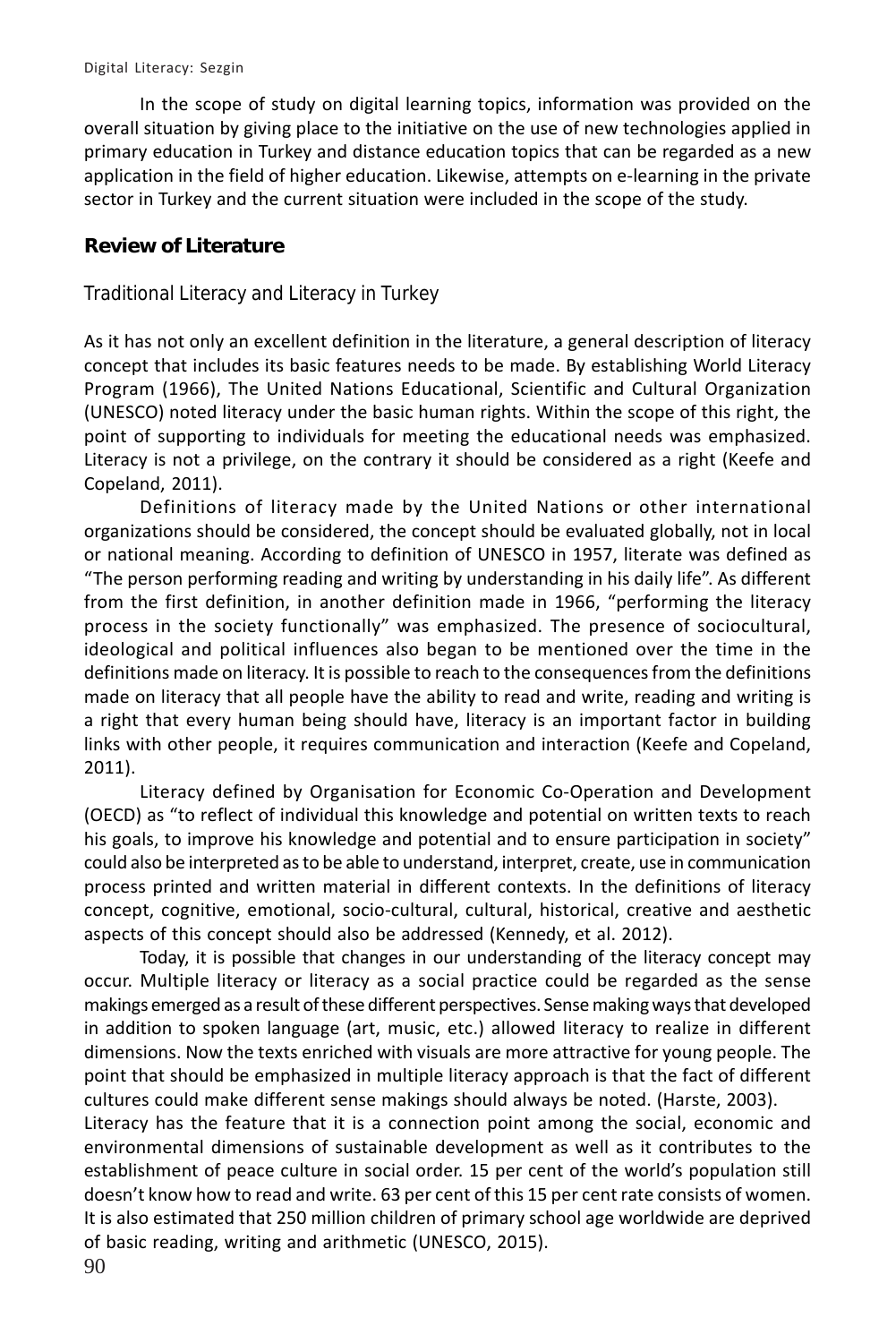In the scope of study on digital learning topics, information was provided on the overall situation by giving place to the initiative on the use of new technologies applied in primary education in Turkey and distance education topics that can be regarded as a new application in the field of higher education. Likewise, attempts on e-learning in the private sector in Turkey and the current situation were included in the scope of the study.

## Review of Literature

### Traditional Literacy and Literacy in Turkey

As it has not only an excellent definition in the literature, a general description of literacy concept that includes its basic features needs to be made. By establishing World Literacy Program (1966), The United Nations Educational, Scientific and Cultural Organization (UNESCO) noted literacy under the basic human rights. Within the scope of this right, the point of supporting to individuals for meeting the educational needs was emphasized. Literacy is not a privilege, on the contrary it should be considered as a right (Keefe and Copeland, 2011).

Definitions of literacy made by the United Nations or other international organizations should be considered, the concept should be evaluated globally, not in local or national meaning. According to definition of UNESCO in 1957, literate was defined as "The person performing reading and writing by understanding in his daily life". As different from the first definition, in another definition made in 1966, "performing the literacy process in the society functionally" was emphasized. The presence of sociocultural, ideological and political influences also began to be mentioned over the time in the definitions made on literacy. It is possible to reach to the consequences from the definitions made on literacy that all people have the ability to read and write, reading and writing is a right that every human being should have, literacy is an important factor in building links with other people, it requires communication and interaction (Keefe and Copeland, 2011).

Literacy defined by Organisation for Economic Co-Operation and Development (OECD) as "to reflect of individual this knowledge and potential on written texts to reach his goals, to improve his knowledge and potential and to ensure participation in society" could also be interpreted as to be able to understand, interpret, create, use in communication process printed and written material in different contexts. In the definitions of literacy concept, cognitive, emotional, socio-cultural, cultural, historical, creative and aesthetic aspects of this concept should also be addressed (Kennedy, et al. 2012).

Today, it is possible that changes in our understanding of the literacy concept may occur. Multiple literacy or literacy as a social practice could be regarded as the sense makings emerged as a result of these different perspectives. Sense making ways that developed in addition to spoken language (art, music, etc.) allowed literacy to realize in different dimensions. Now the texts enriched with visuals are more attractive for young people. The point that should be emphasized in multiple literacy approach is that the fact of different cultures could make different sense makings should always be noted. (Harste, 2003).

Literacy has the feature that it is a connection point among the social, economic and environmental dimensions of sustainable development as well as it contributes to the establishment of peace culture in social order. 15 per cent of the world's population still doesn't know how to read and write. 63 per cent of this 15 per cent rate consists of women. It is also estimated that 250 million children of primary school age worldwide are deprived of basic reading, writing and arithmetic (UNESCO, 2015).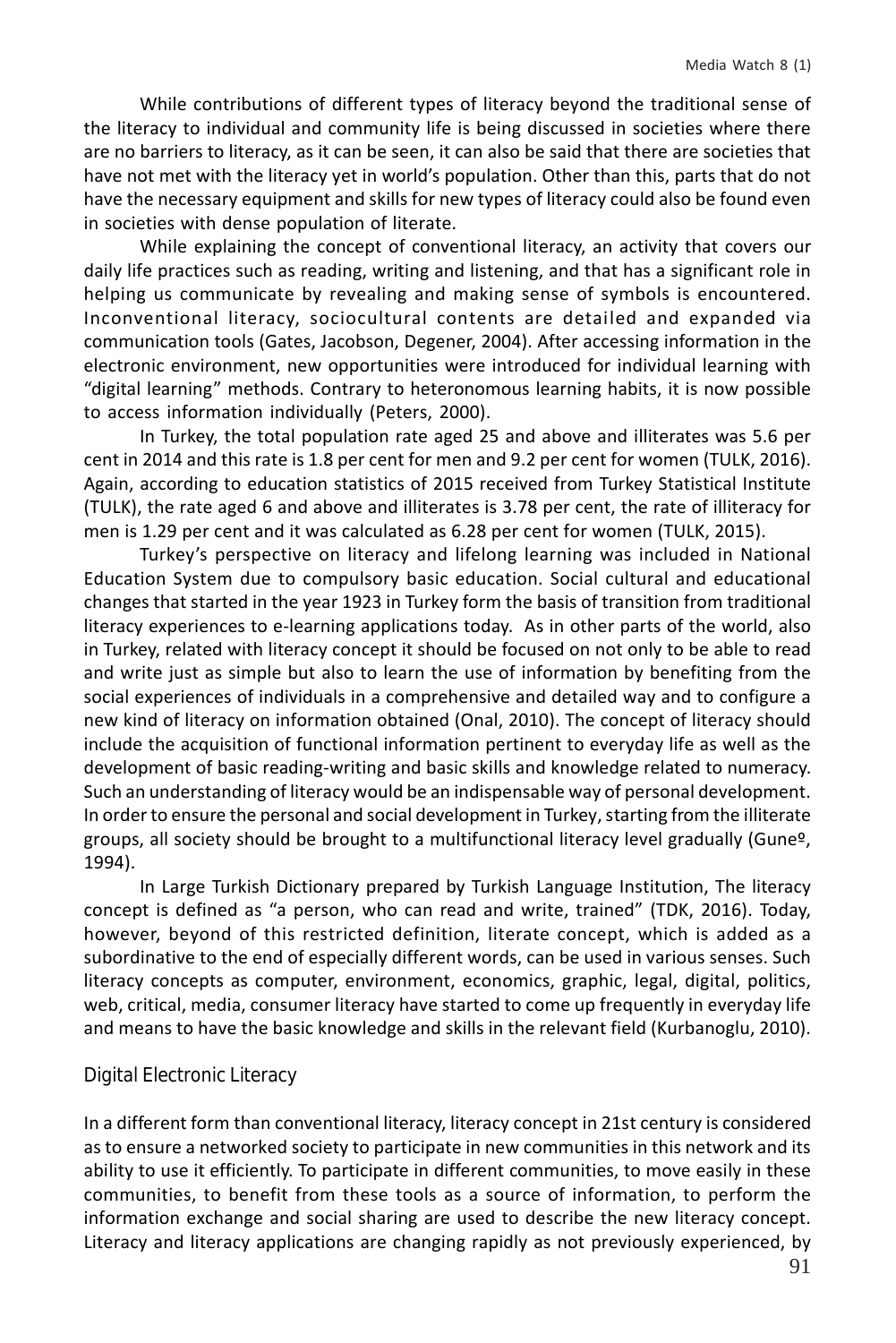While contributions of different types of literacy beyond the traditional sense of the literacy to individual and community life is being discussed in societies where there are no barriers to literacy, as it can be seen, it can also be said that there are societies that have not met with the literacy yet in world's population. Other than this, parts that do not have the necessary equipment and skills for new types of literacy could also be found even in societies with dense population of literate.

While explaining the concept of conventional literacy, an activity that covers our daily life practices such as reading, writing and listening, and that has a significant role in helping us communicate by revealing and making sense of symbols is encountered. Inconventional literacy, sociocultural contents are detailed and expanded via communication tools (Gates, Jacobson, Degener, 2004). After accessing information in the electronic environment, new opportunities were introduced for individual learning with "digital learning" methods. Contrary to heteronomous learning habits, it is now possible to access information individually (Peters, 2000).

In Turkey, the total population rate aged 25 and above and illiterates was 5.6 per cent in 2014 and this rate is 1.8 per cent for men and 9.2 per cent for women (TULK, 2016). Again, according to education statistics of 2015 received from Turkey Statistical Institute (TULK), the rate aged 6 and above and illiterates is 3.78 per cent, the rate of illiteracy for men is 1.29 per cent and it was calculated as 6.28 per cent for women (TULK, 2015).

Turkey's perspective on literacy and lifelong learning was included in National Education System due to compulsory basic education. Social cultural and educational changes that started in the year 1923 in Turkey form the basis of transition from traditional literacy experiences to e-learning applications today. As in other parts of the world, also in Turkey, related with literacy concept it should be focused on not only to be able to read and write just as simple but also to learn the use of information by benefiting from the social experiences of individuals in a comprehensive and detailed way and to configure a new kind of literacy on information obtained (Onal, 2010). The concept of literacy should include the acquisition of functional information pertinent to everyday life as well as the development of basic reading-writing and basic skills and knowledge related to numeracy. Such an understanding of literacy would be an indispensable way of personal development. In order to ensure the personal and social development in Turkey, starting from the illiterate groups, all society should be brought to a multifunctional literacy level gradually (Guneº, 1994).

In Large Turkish Dictionary prepared by Turkish Language Institution, The literacy concept is defined as "a person, who can read and write, trained" (TDK, 2016). Today, however, beyond of this restricted definition, literate concept, which is added as a subordinative to the end of especially different words, can be used in various senses. Such literacy concepts as computer, environment, economics, graphic, legal, digital, politics, web, critical, media, consumer literacy have started to come up frequently in everyday life and means to have the basic knowledge and skills in the relevant field (Kurbanoglu, 2010).

## Digital Electronic Literacy

In a different form than conventional literacy, literacy concept in 21st century is considered as to ensure a networked society to participate in new communities in this network and its ability to use it efficiently. To participate in different communities, to move easily in these communities, to benefit from these tools as a source of information, to perform the information exchange and social sharing are used to describe the new literacy concept. Literacy and literacy applications are changing rapidly as not previously experienced, by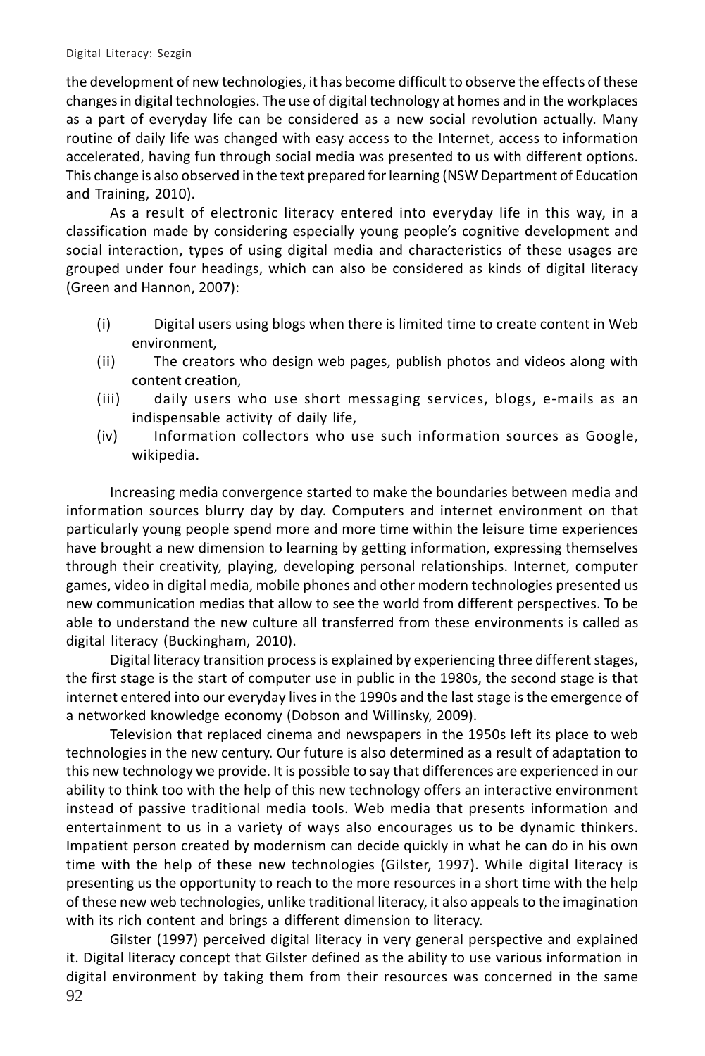the development of new technologies, it has become difficult to observe the effects of these changes in digital technologies. The use of digital technology at homes and in the workplaces as a part of everyday life can be considered as a new social revolution actually. Many routine of daily life was changed with easy access to the Internet, access to information accelerated, having fun through social media was presented to us with different options. This change is also observed in the text prepared for learning (NSW Department of Education and Training, 2010).

As a result of electronic literacy entered into everyday life in this way, in a classification made by considering especially young people's cognitive development and social interaction, types of using digital media and characteristics of these usages are grouped under four headings, which can also be considered as kinds of digital literacy (Green and Hannon, 2007):

(i) Digital users using blogs when there is limited time to create content in Web environment,

(ii) The creators who design web pages, publish photos and videos along with content creation,

(iii) daily users who use short messaging services, blogs, e-mails as an indispensable activity of daily life,

(iv) Information collectors who use such information sources as Google, wikipedia.

Increasing media convergence started to make the boundaries between media and information sources blurry day by day. Computers and internet environment on that particularly young people spend more and more time within the leisure time experiences have brought a new dimension to learning by getting information, expressing themselves through their creativity, playing, developing personal relationships. Internet, computer games, video in digital media, mobile phones and other modern technologies presented us new communication medias that allow to see the world from different perspectives. To be able to understand the new culture all transferred from these environments is called as digital literacy (Buckingham, 2010).

Digital literacy transition process is explained by experiencing three different stages, the first stage is the start of computer use in public in the 1980s, the second stage is that internet entered into our everyday lives in the 1990s and the last stage is the emergence of a networked knowledge economy (Dobson and Willinsky, 2009).

Television that replaced cinema and newspapers in the 1950s left its place to web technologies in the new century. Our future is also determined as a result of adaptation to this new technology we provide. It is possible to say that differences are experienced in our ability to think too with the help of this new technology offers an interactive environment instead of passive traditional media tools. Web media that presents information and entertainment to us in a variety of ways also encourages us to be dynamic thinkers. Impatient person created by modernism can decide quickly in what he can do in his own time with the help of these new technologies (Gilster, 1997). While digital literacy is presenting us the opportunity to reach to the more resources in a short time with the help of these new web technologies, unlike traditional literacy, it also appeals to the imagination with its rich content and brings a different dimension to literacy.

Gilster (1997) perceived digital literacy in very general perspective and explained it. Digital literacy concept that Gilster defined as the ability to use various information in digital environment by taking them from their resources was concerned in the same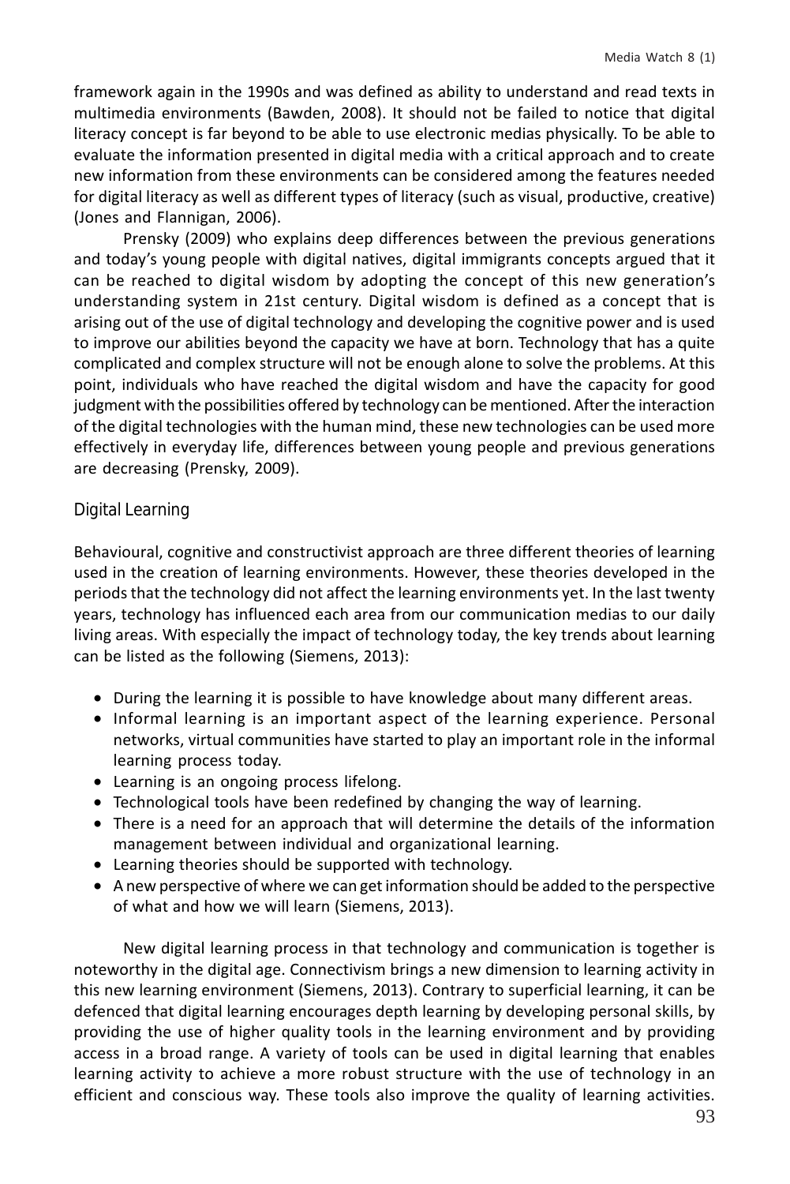framework again in the 1990s and was defined as ability to understand and read texts in multimedia environments (Bawden, 2008). It should not be failed to notice that digital literacy concept is far beyond to be able to use electronic medias physically. To be able to evaluate the information presented in digital media with a critical approach and to create new information from these environments can be considered among the features needed for digital literacy as well as different types of literacy (such as visual, productive, creative) (Jones and Flannigan, 2006).

Prensky (2009) who explains deep differences between the previous generations and today's young people with digital natives, digital immigrants concepts argued that it can be reached to digital wisdom by adopting the concept of this new generation's understanding system in 21st century. Digital wisdom is defined as a concept that is arising out of the use of digital technology and developing the cognitive power and is used to improve our abilities beyond the capacity we have at born. Technology that has a quite complicated and complex structure will not be enough alone to solve the problems. At this point, individuals who have reached the digital wisdom and have the capacity for good judgment with the possibilities offered by technology can be mentioned. After the interaction of the digital technologies with the human mind, these new technologies can be used more effectively in everyday life, differences between young people and previous generations are decreasing (Prensky, 2009).

## Digital Learning

Behavioural, cognitive and constructivist approach are three different theories of learning used in the creation of learning environments. However, these theories developed in the periods that the technology did not affect the learning environments yet. In the last twenty years, technology has influenced each area from our communication medias to our daily living areas. With especially the impact of technology today, the key trends about learning can be listed as the following (Siemens, 2013):

- During the learning it is possible to have knowledge about many different areas.
- Informal learning is an important aspect of the learning experience. Personal networks, virtual communities have started to play an important role in the informal learning process today.
- Learning is an ongoing process lifelong.
- Technological tools have been redefined by changing the way of learning.
- There is a need for an approach that will determine the details of the information management between individual and organizational learning.
- Learning theories should be supported with technology.
- A new perspective of where we can get information should be added to the perspective of what and how we will learn (Siemens, 2013).

New digital learning process in that technology and communication is together is noteworthy in the digital age. Connectivism brings a new dimension to learning activity in this new learning environment (Siemens, 2013). Contrary to superficial learning, it can be defenced that digital learning encourages depth learning by developing personal skills, by providing the use of higher quality tools in the learning environment and by providing access in a broad range. A variety of tools can be used in digital learning that enables learning activity to achieve a more robust structure with the use of technology in an efficient and conscious way. These tools also improve the quality of learning activities.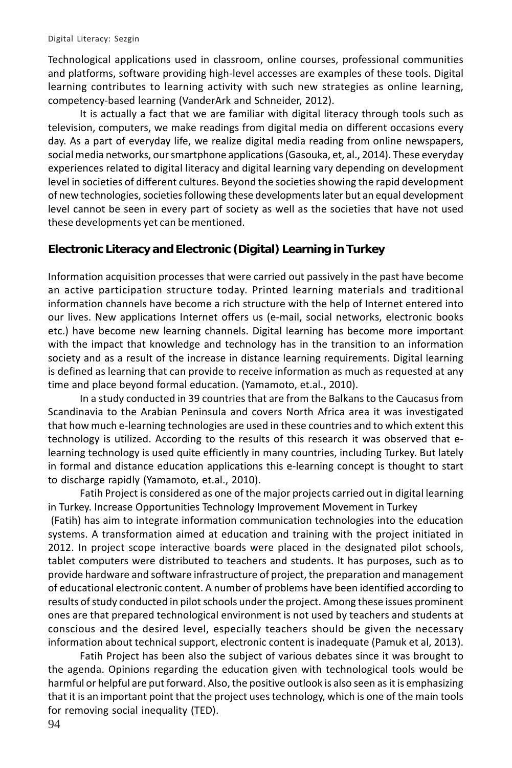Technological applications used in classroom, online courses, professional communities and platforms, software providing high-level accesses are examples of these tools. Digital learning contributes to learning activity with such new strategies as online learning, competency-based learning (VanderArk and Schneider, 2012).

It is actually a fact that we are familiar with digital literacy through tools such as television, computers, we make readings from digital media on different occasions every day. As a part of everyday life, we realize digital media reading from online newspapers, social media networks, our smartphone applications (Gasouka, et, al., 2014). These everyday experiences related to digital literacy and digital learning vary depending on development level in societies of different cultures. Beyond the societies showing the rapid development of new technologies, societies following these developments later but an equal development level cannot be seen in every part of society as well as the societies that have not used these developments yet can be mentioned.

## Electronic Literacy and Electronic (Digital) Learning in Turkey

Information acquisition processes that were carried out passively in the past have become an active participation structure today. Printed learning materials and traditional information channels have become a rich structure with the help of Internet entered into our lives. New applications Internet offers us (e-mail, social networks, electronic books etc.) have become new learning channels. Digital learning has become more important with the impact that knowledge and technology has in the transition to an information society and as a result of the increase in distance learning requirements. Digital learning is defined as learning that can provide to receive information as much as requested at any time and place beyond formal education. (Yamamoto, et.al., 2010).

In a study conducted in 39 countries that are from the Balkans to the Caucasus from Scandinavia to the Arabian Peninsula and covers North Africa area it was investigated that how much e-learning technologies are used in these countries and to which extent this technology is utilized. According to the results of this research it was observed that e-learning technology is used quite efficiently in many countries, including Turkey. But lately in formal and distance education applications this e-learning concept is thought to start to discharge rapidly (Yamamoto, et.al., 2010).

Fatih Project is considered as one of the major projects carried out in digital learning in Turkey. Increase Opportunities Technology Improvement Movement in Turkey (Fatih) has aim to integrate information communication technologies into the education systems. A transformation aimed at education and training with the project initiated in 2012. In project scope interactive boards were placed in the designated pilot schools, tablet computers were distributed to teachers and students. It has purposes, such as to provide hardware and software infrastructure of project, the preparation and management of educational electronic content. A number of problems have been identified according to results of study conducted in pilot schools under the project. Among these issues prominent ones are that prepared technological environment is not used by teachers and students at conscious and the desired level, especially teachers should be given the necessary information about technical support, electronic content is inadequate (Pamuk et al, 2013).

Fatih Project has been also the subject of various debates since it was brought to the agenda. Opinions regarding the education given with technological tools would be harmful or helpful are put forward. Also, the positive outlook is also seen as it is emphasizing that it is an important point that the project uses technology, which is one of the main tools for removing social inequality (TED).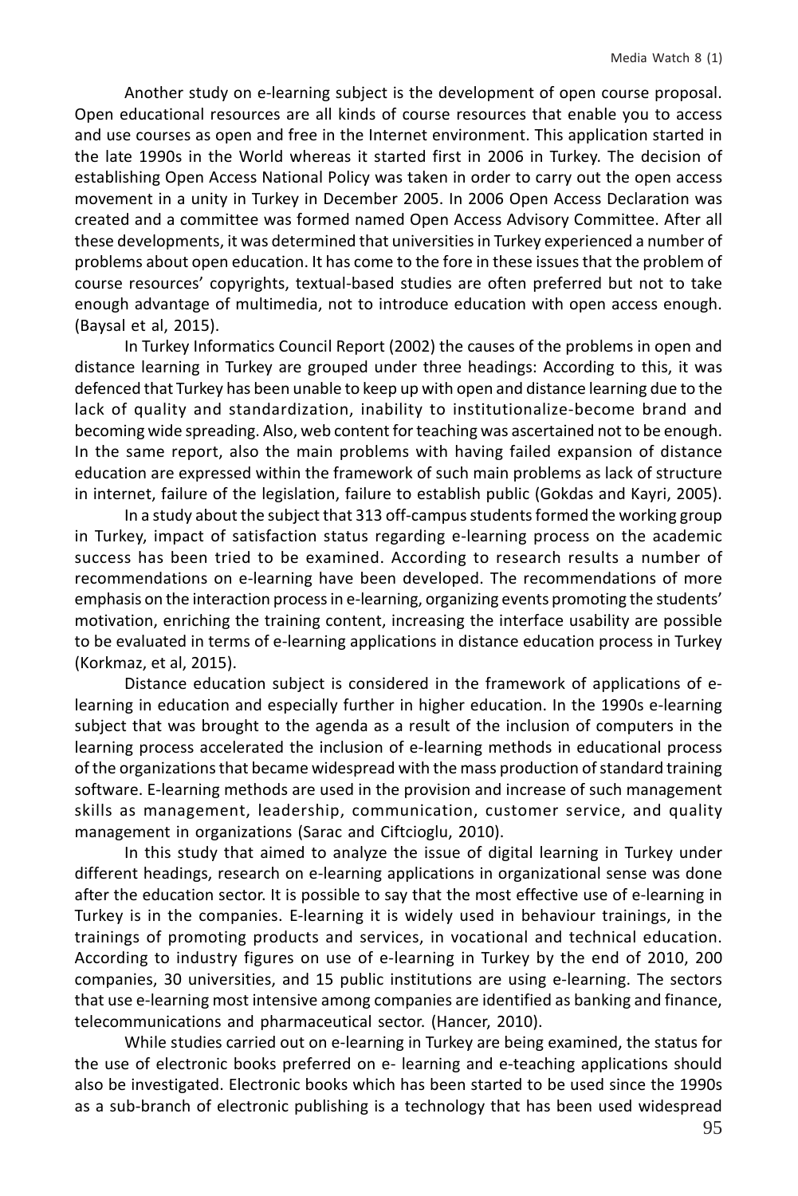Another study on e-learning subject is the development of open course proposal. Open educational resources are all kinds of course resources that enable you to access and use courses as open and free in the Internet environment. This application started in the late 1990s in the World whereas it started first in 2006 in Turkey. The decision of establishing Open Access National Policy was taken in order to carry out the open access movement in a unity in Turkey in December 2005. In 2006 Open Access Declaration was created and a committee was formed named Open Access Advisory Committee. After all these developments, it was determined that universities in Turkey experienced a number of problems about open education. It has come to the fore in these issues that the problem of course resources' copyrights, textual-based studies are often preferred but not to take enough advantage of multimedia, not to introduce education with open access enough. (Baysal et al, 2015).

In Turkey Informatics Council Report (2002) the causes of the problems in open and distance learning in Turkey are grouped under three headings: According to this, it was defenced that Turkey has been unable to keep up with open and distance learning due to the lack of quality and standardization, inability to institutionalize-become brand and becoming wide spreading. Also, web content for teaching was ascertained not to be enough. In the same report, also the main problems with having failed expansion of distance education are expressed within the framework of such main problems as lack of structure in internet, failure of the legislation, failure to establish public (Gokdas and Kayri, 2005).

In a study about the subject that 313 off-campus students formed the working group in Turkey, impact of satisfaction status regarding e-learning process on the academic success has been tried to be examined. According to research results a number of recommendations on e-learning have been developed. The recommendations of more emphasis on the interaction process in e-learning, organizing events promoting the students' motivation, enriching the training content, increasing the interface usability are possible to be evaluated in terms of e-learning applications in distance education process in Turkey (Korkmaz, et al, 2015).

Distance education subject is considered in the framework of applications of e-learning in education and especially further in higher education. In the 1990s e-learning subject that was brought to the agenda as a result of the inclusion of computers in the learning process accelerated the inclusion of e-learning methods in educational process of the organizations that became widespread with the mass production of standard training software. E-learning methods are used in the provision and increase of such management skills as management, leadership, communication, customer service, and quality management in organizations (Sarac and Ciftcioglu, 2010).

In this study that aimed to analyze the issue of digital learning in Turkey under different headings, research on e-learning applications in organizational sense was done after the education sector. It is possible to say that the most effective use of e-learning in Turkey is in the companies. E-learning it is widely used in behaviour trainings, in the trainings of promoting products and services, in vocational and technical education. According to industry figures on use of e-learning in Turkey by the end of 2010, 200 companies, 30 universities, and 15 public institutions are using e-learning. The sectors that use e-learning most intensive among companies are identified as banking and finance, telecommunications and pharmaceutical sector. (Hancer, 2010).

While studies carried out on e-learning in Turkey are being examined, the status for the use of electronic books preferred on e- learning and e-teaching applications should also be investigated. Electronic books which has been started to be used since the 1990s as a sub-branch of electronic publishing is a technology that has been used widespread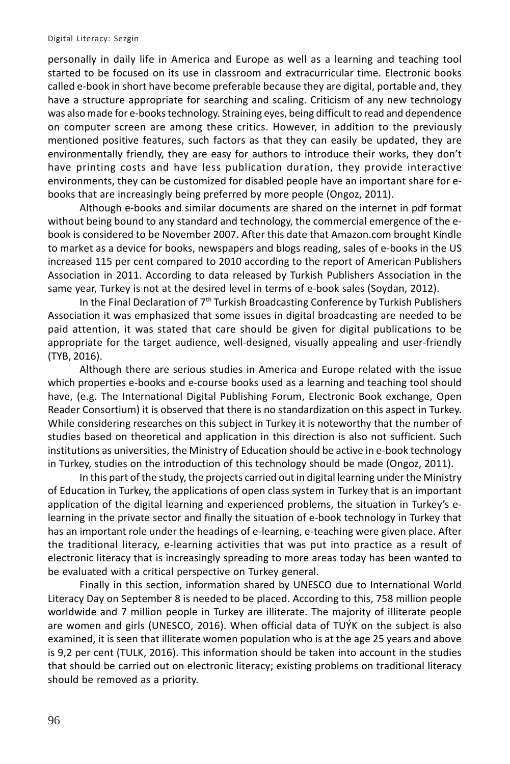personally in daily life in America and Europe as well as a learning and teaching tool started to be focused on its use in classroom and extracurricular time. Electronic books called e-book in short have become preferable because they are digital, portable and, they have a structure appropriate for searching and scaling. Criticism of any new technology was also made for e-books technology. Straining eyes, being difficult to read and dependence on computer screen are among these critics. However, in addition to the previously mentioned positive features, such factors as that they can easily be updated, they are environmentally friendly, they are easy for authors to introduce their works, they don't have printing costs and have less publication duration, they provide interactive environments, they can be customized for disabled people have an important share for e-books that are increasingly being preferred by more people (Ongoz, 2011).

Although e-books and similar documents are shared on the internet in pdf format without being bound to any standard and technology, the commercial emergence of the e-book is considered to be November 2007. After this date that Amazon.com brought Kindle to market as a device for books, newspapers and blogs reading, sales of e-books in the US increased 115 per cent compared to 2010 according to the report of American Publishers Association in 2011. According to data released by Turkish Publishers Association in the same year, Turkey is not at the desired level in terms of e-book sales (Soydan, 2012).

In the Final Declaration of 7th Turkish Broadcasting Conference by Turkish Publishers Association it was emphasized that some issues in digital broadcasting are needed to be paid attention, it was stated that care should be given for digital publications to be appropriate for the target audience, well-designed, visually appealing and user-friendly (TYB, 2016).

Although there are serious studies in America and Europe related with the issue which properties e-books and e-course books used as a learning and teaching tool should have, (e.g. The International Digital Publishing Forum, Electronic Book exchange, Open Reader Consortium) it is observed that there is no standardization on this aspect in Turkey. While considering researches on this subject in Turkey it is noteworthy that the number of studies based on theoretical and application in this direction is also not sufficient. Such institutions as universities, the Ministry of Education should be active in e-book technology in Turkey, studies on the introduction of this technology should be made (Ongoz, 2011).

In this part of the study, the projects carried out in digital learning under the Ministry of Education in Turkey, the applications of open class system in Turkey that is an important application of the digital learning and experienced problems, the situation in Turkey's e-learning in the private sector and finally the situation of e-book technology in Turkey that has an important role under the headings of e-learning, e-teaching were given place. After the traditional literacy, e-learning activities that was put into practice as a result of electronic literacy that is increasingly spreading to more areas today has been wanted to be evaluated with a critical perspective on Turkey general.

Finally in this section, information shared by UNESCO due to International World Literacy Day on September 8 is needed to be placed. According to this, 758 million people worldwide and 7 million people in Turkey are illiterate. The majority of illiterate people are women and girls (UNESCO, 2016). When official data of TUÝK on the subject is also examined, it is seen that illiterate women population who is at the age 25 years and above is 9,2 per cent (TULK, 2016). This information should be taken into account in the studies that should be carried out on electronic literacy; existing problems on traditional literacy should be removed as a priority.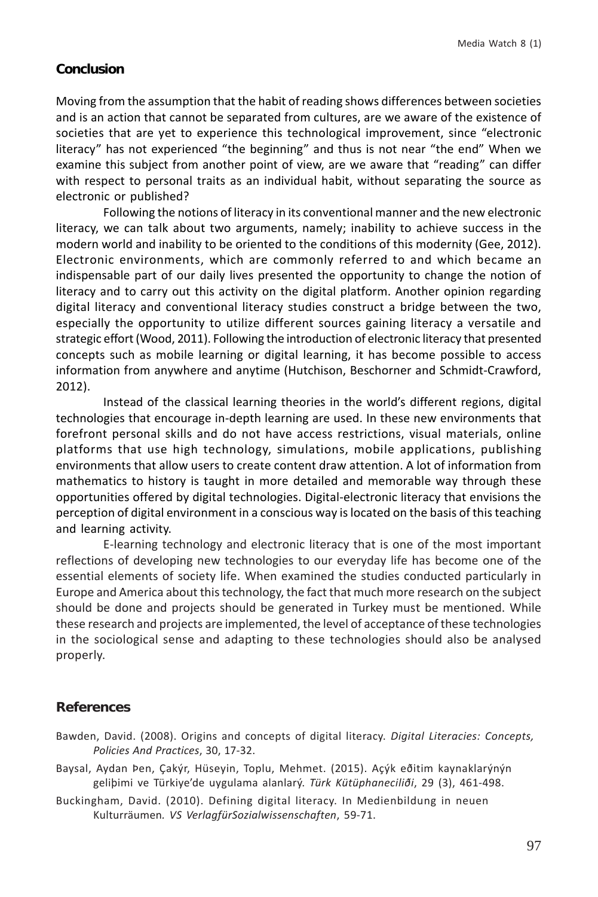## Conclusion

Moving from the assumption that the habit of reading shows differences between societies and is an action that cannot be separated from cultures, are we aware of the existence of societies that are yet to experience this technological improvement, since "electronic literacy" has not experienced "the beginning" and thus is not near "the end" When we examine this subject from another point of view, are we aware that "reading" can differ with respect to personal traits as an individual habit, without separating the source as electronic or published?

Following the notions of literacy in its conventional manner and the new electronic literacy, we can talk about two arguments, namely; inability to achieve success in the modern world and inability to be oriented to the conditions of this modernity (Gee, 2012). Electronic environments, which are commonly referred to and which became an indispensable part of our daily lives presented the opportunity to change the notion of literacy and to carry out this activity on the digital platform. Another opinion regarding digital literacy and conventional literacy studies construct a bridge between the two, especially the opportunity to utilize different sources gaining literacy a versatile and strategic effort (Wood, 2011). Following the introduction of electronic literacy that presented concepts such as mobile learning or digital learning, it has become possible to access information from anywhere and anytime (Hutchison, Beschorner and Schmidt-Crawford, 2012).

Instead of the classical learning theories in the world's different regions, digital technologies that encourage in-depth learning are used. In these new environments that forefront personal skills and do not have access restrictions, visual materials, online platforms that use high technology, simulations, mobile applications, publishing environments that allow users to create content draw attention. A lot of information from mathematics to history is taught in more detailed and memorable way through these opportunities offered by digital technologies. Digital-electronic literacy that envisions the perception of digital environment in a conscious way is located on the basis of this teaching and learning activity.

E-learning technology and electronic literacy that is one of the most important reflections of developing new technologies to our everyday life has become one of the essential elements of society life. When examined the studies conducted particularly in Europe and America about this technology, the fact that much more research on the subject should be done and projects should be generated in Turkey must be mentioned. While these research and projects are implemented, the level of acceptance of these technologies in the sociological sense and adapting to these technologies should also be analysed properly.

## References

Bawden, David. (2008). Origins and concepts of digital literacy. *Digital Literacies: Concepts, Policies And Practices*, 30, 17-32.

Baysal, Aydan Þen, Çakýr, Hüseyin, Toplu, Mehmet. (2015). Açýk eðitim kaynaklarýnýn geliþimi ve Türkiye'de uygulama alanlarý. *Türk Kütüphaneciliði*, 29 (3), 461-498.

Buckingham, David. (2010). Defining digital literacy. In Medienbildung in neuen Kulturräumen. *VS VerlagfürSozialwissenschaften*, 59-71.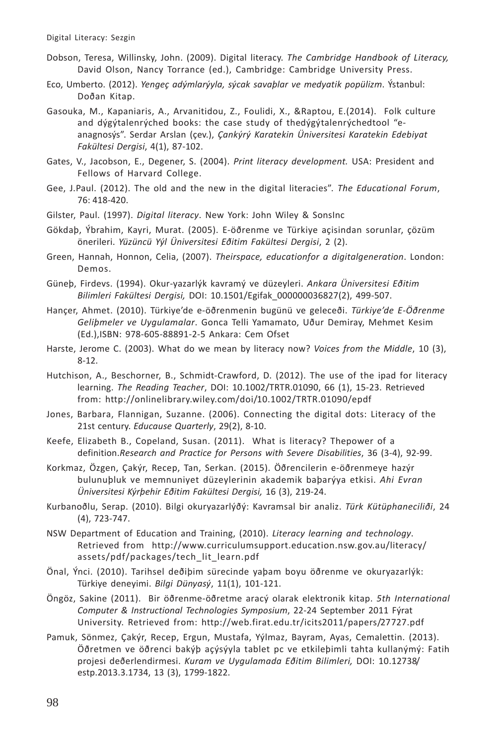Dobson, Teresa, Willinsky, John. (2009). Digital literacy. *The Cambridge Handbook of Literacy,* David Olson, Nancy Torrance (ed.), Cambridge: Cambridge University Press.

Eco, Umberto. (2012). *Yengeç adýmlarýyla, sýcak savaþlar ve medyatik popülizm*. Ýstanbul: Doðan Kitap.

Gasouka, M., Kapaniaris, A., Arvanitidou, Z., Foulidi, X., &Raptou, E.(2014). Folk culture and dýgýtalenrýched books: the case study of thedýgýtalenrýchedtool "e-anagnosýs". Serdar Arslan (çev.), *Çankýrý Karatekin Üniversitesi Karatekin Edebiyat Fakültesi Dergisi*, 4(1), 87-102.

Gates, V., Jacobson, E., Degener, S. (2004). *Print literacy development.* USA: President and Fellows of Harvard College.

Gee, J.Paul. (2012). The old and the new in the digital literacies". *The Educational Forum*, 76: 418-420.

Gilster, Paul. (1997). *Digital literacy*. New York: John Wiley & SonsInc

Gökdaþ, Ýbrahim, Kayri, Murat. (2005). E-öðrenme ve Türkiye açisindan sorunlar, çözüm önerileri. *Yüzüncü Yýl Üniversitesi Eðitim Fakültesi Dergisi*, 2 (2).

Green, Hannah, Honnon, Celia, (2007). *Theirspace, educationfor a digitalgeneration*. London: Demos.

Güneþ, Firdevs. (1994). Okur-yazarlýk kavramý ve düzeyleri. *Ankara Üniversitesi Eðitim Bilimleri Fakültesi Dergisi,* DOI: 10.1501/Egifak_000000036827(2), 499-507.

Hançer, Ahmet. (2010). Türkiye'de e-öðrenmenin bugünü ve geleceði. *Türkiye'de E-Öðrenme Geliþmeler ve Uygulamalar*. Gonca Telli Yamamato, Uður Demiray, Mehmet Kesim (Ed.),ISBN: 978-605-88891-2-5 Ankara: Cem Ofset

Harste, Jerome C. (2003). What do we mean by literacy now? *Voices from the Middle*, 10 (3), 8-12.

Hutchison, A., Beschorner, B., Schmidt-Crawford, D. (2012). The use of the ipad for literacy learning. *The Reading Teacher*, DOI: 10.1002/TRTR.01090, 66 (1), 15-23. Retrieved from: http://onlinelibrary.wiley.com/doi/10.1002/TRTR.01090/epdf

Jones, Barbara, Flannigan, Suzanne. (2006). Connecting the digital dots: Literacy of the 21st century. *Educause Quarterly*, 29(2), 8-10.

Keefe, Elizabeth B., Copeland, Susan. (2011). What is literacy? Thepower of a definition.*Research and Practice for Persons with Severe Disabilities*, 36 (3-4), 92-99.

Korkmaz, Özgen, Çakýr, Recep, Tan, Serkan. (2015). Öðrencilerin e-öðrenmeye hazýr bulunuþluk ve memnuniyet düzeylerinin akademik baþarýya etkisi. *Ahi Evran Üniversitesi Kýrþehir Eðitim Fakültesi Dergisi,* 16 (3), 219-24.

Kurbanoðlu, Serap. (2010). Bilgi okuryazarlýðý: Kavramsal bir analiz. *Türk Kütüphaneciliði*, 24 (4), 723-747.

NSW Department of Education and Training, (2010). *Literacy learning and technology*. Retrieved from http://www.curriculumsupport.education.nsw.gov.au/literacy/assets/pdf/packages/tech_lit_learn.pdf

Önal, Ýnci. (2010). Tarihsel deðiþim sürecinde yaþam boyu öðrenme ve okuryazarlýk: Türkiye deneyimi. *Bilgi Dünyasý*, 11(1), 101-121.

Öngöz, Sakine (2011). Bir öðrenme-öðretme aracý olarak elektronik kitap. *5th International Computer & Instructional Technologies Symposium*, 22-24 September 2011 Fýrat University. Retrieved from: http://web.firat.edu.tr/icits2011/papers/27727.pdf

Pamuk, Sönmez, Çakýr, Recep, Ergun, Mustafa, Yýlmaz, Bayram, Ayas, Cemalettin. (2013). Öðretmen ve öðrenci bakýþ açýsýyla tablet pc ve etkileþimli tahta kullanýmý: Fatih projesi deðerlendirmesi. *Kuram ve Uygulamada Eðitim Bilimleri,* DOI: 10.12738/estp.2013.3.1734, 13 (3), 1799-1822.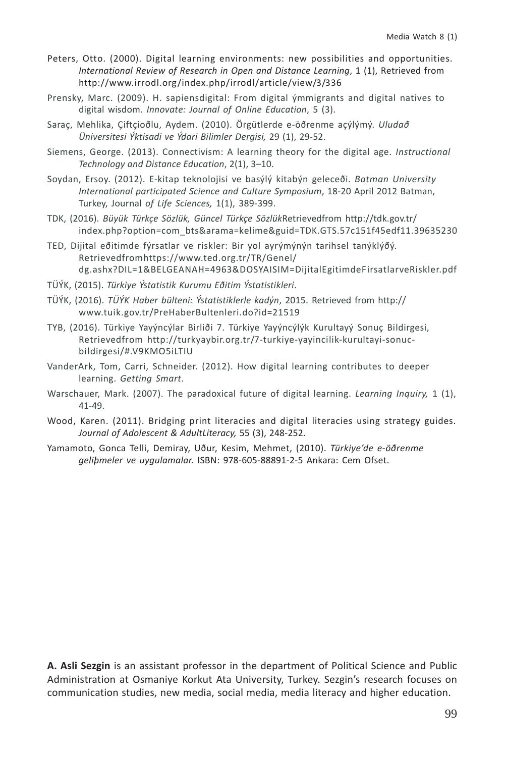Peters, Otto. (2000). Digital learning environments: new possibilities and opportunities. *International Review of Research in Open and Distance Learning*, 1 (1), Retrieved from http://www.irrodl.org/index.php/irrodl/article/view/3/336

Prensky, Marc. (2009). H. sapiensdigital: From digital ýmmigrants and digital natives to digital wisdom. *Innovate: Journal of Online Education*, 5 (3).

Saraç, Mehlika, Çiftçioðlu, Aydem. (2010). Örgütlerde e-öðrenme açýlýmý. *Uludað Üniversitesi Ýktisadi ve Ýdari Bilimler Dergisi,* 29 (1), 29-52.

Siemens, George. (2013). Connectivism: A learning theory for the digital age. *Instructional Technology and Distance Education*, 2(1), 3–10.

Soydan, Ersoy. (2012). E-kitap teknolojisi ve basýlý kitabýn geleceði. *Batman University International participated Science and Culture Symposium*, 18-20 April 2012 Batman, Turkey, Journal *of Life Sciences,* 1(1), 389-399.

TDK, (2016). *Büyük Türkçe Sözlük, Güncel Türkçe Sözlük*Retrievedfrom http://tdk.gov.tr/index.php?option=com_bts&arama=kelime&guid=TDK.GTS.57c151f45edf11.39635230

TED, Dijital eðitimde fýrsatlar ve riskler: Bir yol ayrýmýnýn tarihsel tanýklýðý. Retrievedfromhttps://www.ted.org.tr/TR/Genel/dg.ashx?DIL=1&BELGEANAH=4963&DOSYAISIM=DijitalEgitimdeFirsatlarveRiskler.pdf

TÜÝK, (2015). *Türkiye Ýstatistik Kurumu Eðitim Ýstatistikleri*.

TÜÝK, (2016). *TÜÝK Haber bülteni: Ýstatistiklerle kadýn*, 2015. Retrieved from http://www.tuik.gov.tr/PreHaberBultenleri.do?id=21519

TYB, (2016). Türkiye Yayýncýlar Birliði 7. Türkiye Yayýncýlýk Kurultayý Sonuç Bildirgesi, Retrievedfrom http://turkyaybir.org.tr/7-turkiye-yayincilik-kurultayi-sonuc-bildirgesi/#.V9KMO5iLTIU

VanderArk, Tom, Carri, Schneider. (2012). How digital learning contributes to deeper learning. *Getting Smart*.

Warschauer, Mark. (2007). The paradoxical future of digital learning. *Learning Inquiry,* 1 (1), 41-49.

Wood, Karen. (2011). Bridging print literacies and digital literacies using strategy guides. *Journal of Adolescent & AdultLiteracy,* 55 (3), 248-252.

Yamamoto, Gonca Telli, Demiray, Uður, Kesim, Mehmet, (2010). *Türkiye'de e-öðrenme geliþmeler ve uygulamalar.* ISBN: 978-605-88891-2-5 Ankara: Cem Ofset.

**A. Asli Sezgin** is an assistant professor in the department of Political Science and Public Administration at Osmaniye Korkut Ata University, Turkey. Sezgin's research focuses on communication studies, new media, social media, media literacy and higher education.